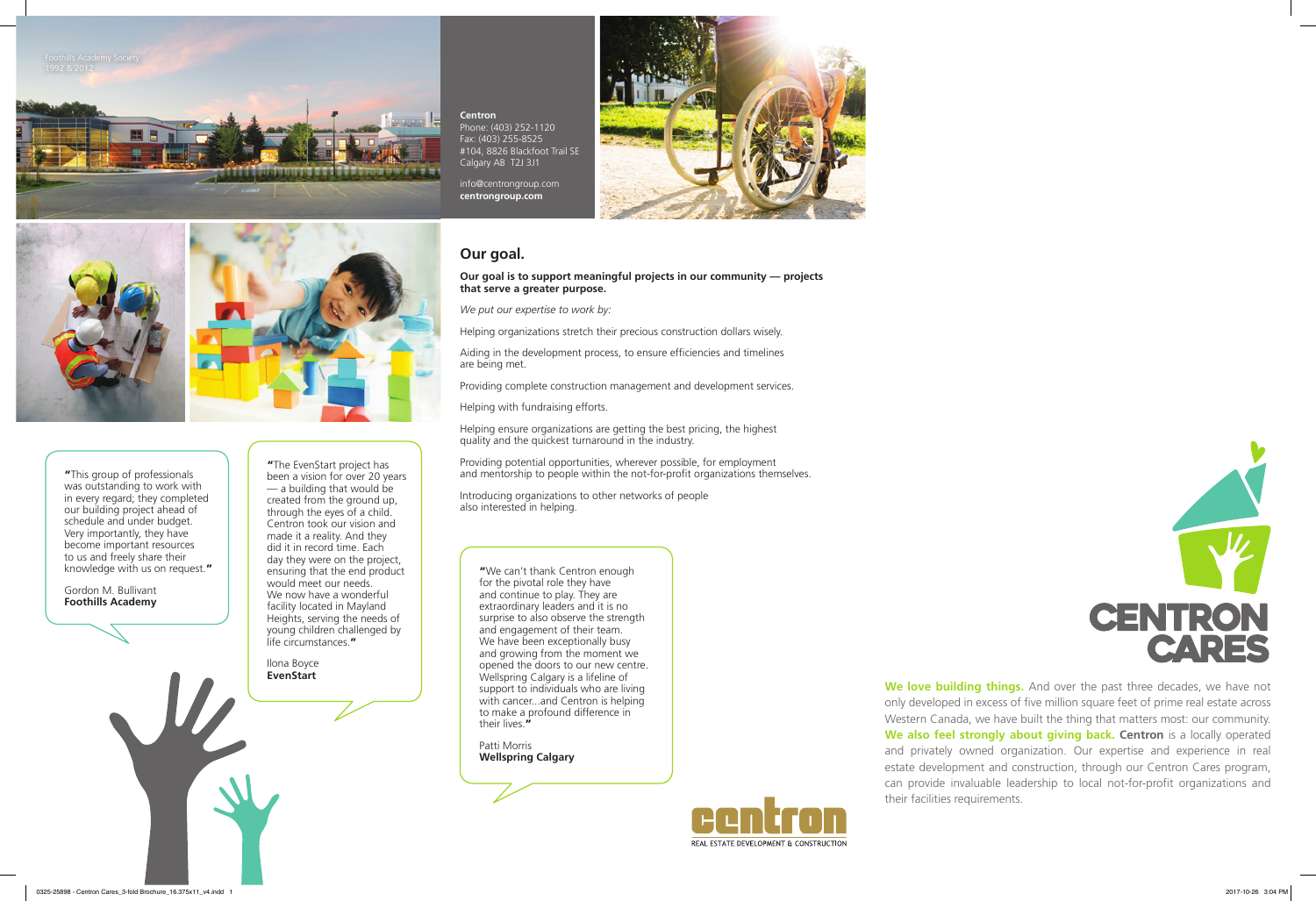Foothills Academy Society
1992 & 2012

**Centron**
Phone: (403) 252-1120
Fax: (403) 255-8525
#104, 8826 Blackfoot Trail SE
Calgary AB T2J 3J1

info@centrongroup.com
**centrongroup.com**

"This group of professionals was outstanding to work with in every regard; they completed our building project ahead of schedule and under budget. Very importantly, they have become important resources to us and freely share their knowledge with us on request."

Gordon M. Bullivant
**Foothills Academy**

"The EvenStart project has been a vision for over 20 years — a building that would be created from the ground up, through the eyes of a child. Centron took our vision and made it a reality. And they did it in record time. Each day they were on the project, ensuring that the end product would meet our needs. We now have a wonderful facility located in Mayland Heights, serving the needs of young children challenged by life circumstances."

Ilona Boyce
**EvenStart**

## Our goal.

**Our goal is to support meaningful projects in our community — projects that serve a greater purpose.**

*We put our expertise to work by:*

Helping organizations stretch their precious construction dollars wisely.

Aiding in the development process, to ensure efficiencies and timelines are being met.

Providing complete construction management and development services.

Helping with fundraising efforts.

Helping ensure organizations are getting the best pricing, the highest quality and the quickest turnaround in the industry.

Providing potential opportunities, wherever possible, for employment and mentorship to people within the not-for-profit organizations themselves.

Introducing organizations to other networks of people also interested in helping.

"We can't thank Centron enough for the pivotal role they have and continue to play. They are extraordinary leaders and it is no surprise to also observe the strength and engagement of their team. We have been exceptionally busy and growing from the moment we opened the doors to our new centre. Wellspring Calgary is a lifeline of support to individuals who are living with cancer...and Centron is helping to make a profound difference in their lives."

Patti Morris
**Wellspring Calgary**

centron
REAL ESTATE DEVELOPMENT & CONSTRUCTION

CENTRON CARES

**We love building things.** And over the past three decades, we have not only developed in excess of five million square feet of prime real estate across Western Canada, we have built the thing that matters most: our community. **We also feel strongly about giving back. Centron** is a locally operated and privately owned organization. Our expertise and experience in real estate development and construction, through our Centron Cares program, can provide invaluable leadership to local not-for-profit organizations and their facilities requirements.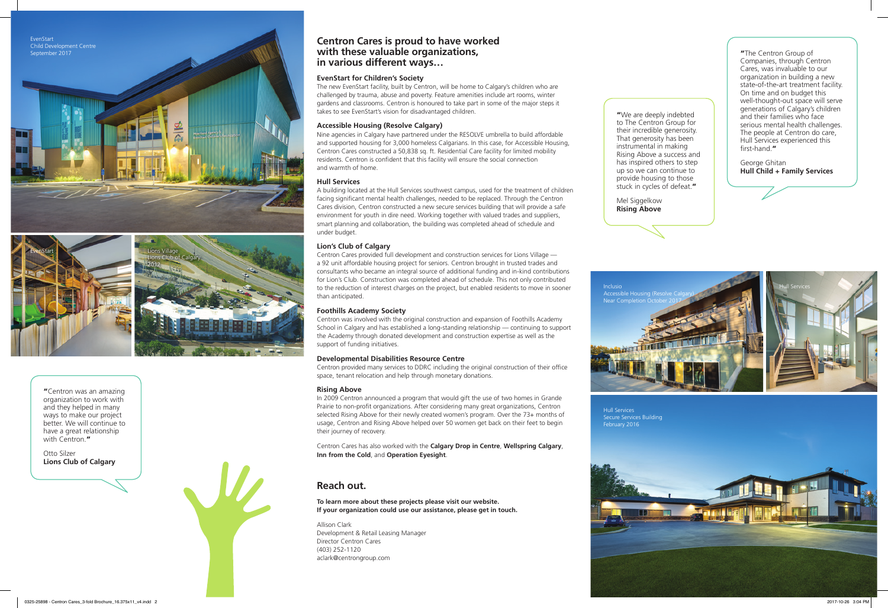EvenStart
Child Development Centre
September 2017

EvenStart

Lions Village
Lions Club of Calgary
2012

"Centron was an amazing organization to work with and they helped in many ways to make our project better. We will continue to have a great relationship with Centron."

Otto Silzer
**Lions Club of Calgary**

## Centron Cares is proud to have worked with these valuable organizations, in various different ways…

### EvenStart for Children's Society

The new EvenStart facility, built by Centron, will be home to Calgary's children who are challenged by trauma, abuse and poverty. Feature amenities include art rooms, winter gardens and classrooms. Centron is honoured to take part in some of the major steps it takes to see EvenStart's vision for disadvantaged children.

### Accessible Housing (Resolve Calgary)

Nine agencies in Calgary have partnered under the RESOLVE umbrella to build affordable and supported housing for 3,000 homeless Calgarians. In this case, for Accessible Housing, Centron Cares constructed a 50,838 sq. ft. Residential Care facility for limited mobility residents. Centron is confident that this facility will ensure the social connection and warmth of home.

### Hull Services

A building located at the Hull Services southwest campus, used for the treatment of children facing significant mental health challenges, needed to be replaced. Through the Centron Cares division, Centron constructed a new secure services building that will provide a safe environment for youth in dire need. Working together with valued trades and suppliers, smart planning and collaboration, the building was completed ahead of schedule and under budget.

### Lion's Club of Calgary

Centron Cares provided full development and construction services for Lions Village — a 92 unit affordable housing project for seniors. Centron brought in trusted trades and consultants who became an integral source of additional funding and in-kind contributions for Lion's Club. Construction was completed ahead of schedule. This not only contributed to the reduction of interest charges on the project, but enabled residents to move in sooner than anticipated.

### Foothills Academy Society

Centron was involved with the original construction and expansion of Foothills Academy School in Calgary and has established a long-standing relationship — continuing to support the Academy through donated development and construction expertise as well as the support of funding initiatives.

### Developmental Disabilities Resource Centre

Centron provided many services to DDRC including the original construction of their office space, tenant relocation and help through monetary donations.

### Rising Above

In 2009 Centron announced a program that would gift the use of two homes in Grande Prairie to non-profit organizations. After considering many great organizations, Centron selected Rising Above for their newly created women's program. Over the 73+ months of usage, Centron and Rising Above helped over 50 women get back on their feet to begin their journey of recovery.

Centron Cares has also worked with the **Calgary Drop in Centre**, **Wellspring Calgary**, **Inn from the Cold**, and **Operation Eyesight**.

## Reach out.

**To learn more about these projects please visit our website.**
**If your organization could use our assistance, please get in touch.**

Allison Clark
Development & Retail Leasing Manager
Director Centron Cares
(403) 252-1120
aclark@centrongroup.com

"We are deeply indebted to The Centron Group for their incredible generosity. That generosity has been instrumental in making Rising Above a success and has inspired others to step up so we can continue to provide housing to those stuck in cycles of defeat."

Mel Siggelkow
**Rising Above**

"The Centron Group of Companies, through Centron Cares, was invaluable to our organization in building a new state-of-the-art treatment facility. On time and on budget this well-thought-out space will serve generations of Calgary's children and their families who face serious mental health challenges. The people at Centron do care, Hull Services experienced this first-hand."

George Ghitan
**Hull Child + Family Services**

Inclusio
Accessible Housing (Resolve Calgary)
Near Completion October 2017

Hull Services

Hull Services
Secure Services Building
February 2016